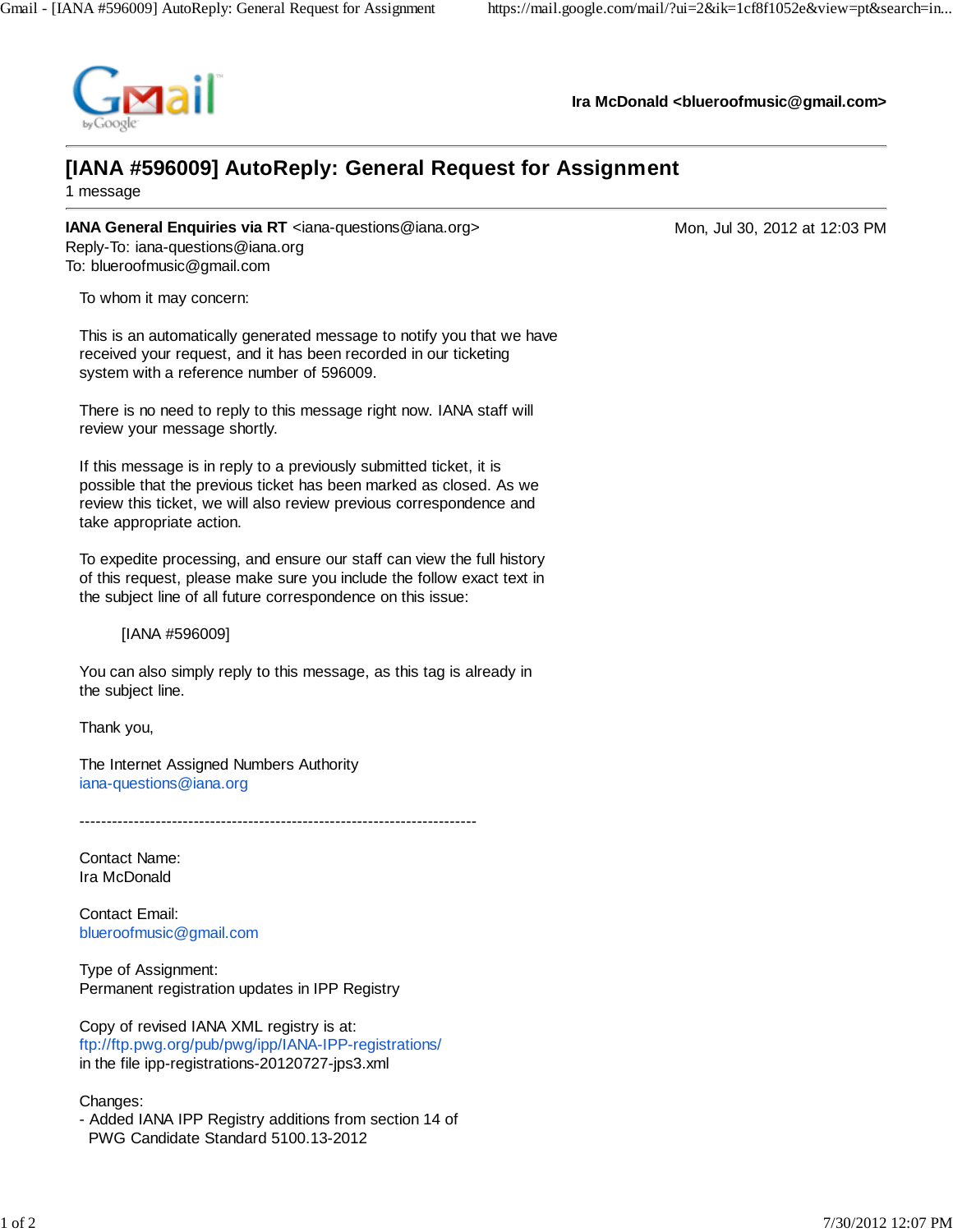Gmail by Google

**Ira McDonald <blueroofmusic@gmail.com>**

# [IANA #596009] AutoReply: General Request for Assignment

1 message

**IANA General Enquiries via RT** <iana-questions@iana.org>
Reply-To: iana-questions@iana.org
To: blueroofmusic@gmail.com

Mon, Jul 30, 2012 at 12:03 PM

To whom it may concern:

This is an automatically generated message to notify you that we have received your request, and it has been recorded in our ticketing system with a reference number of 596009.

There is no need to reply to this message right now. IANA staff will review your message shortly.

If this message is in reply to a previously submitted ticket, it is possible that the previous ticket has been marked as closed. As we review this ticket, we will also review previous correspondence and take appropriate action.

To expedite processing, and ensure our staff can view the full history of this request, please make sure you include the follow exact text in the subject line of all future correspondence on this issue:

[IANA #596009]

You can also simply reply to this message, as this tag is already in the subject line.

Thank you,

The Internet Assigned Numbers Authority
iana-questions@iana.org

-------------------------------------------------------------------------

Contact Name:
Ira McDonald

Contact Email:
blueroofmusic@gmail.com

Type of Assignment:
Permanent registration updates in IPP Registry

Copy of revised IANA XML registry is at:
ftp://ftp.pwg.org/pub/pwg/ipp/IANA-IPP-registrations/
in the file ipp-registrations-20120727-jps3.xml

Changes:
- Added IANA IPP Registry additions from section 14 of
  PWG Candidate Standard 5100.13-2012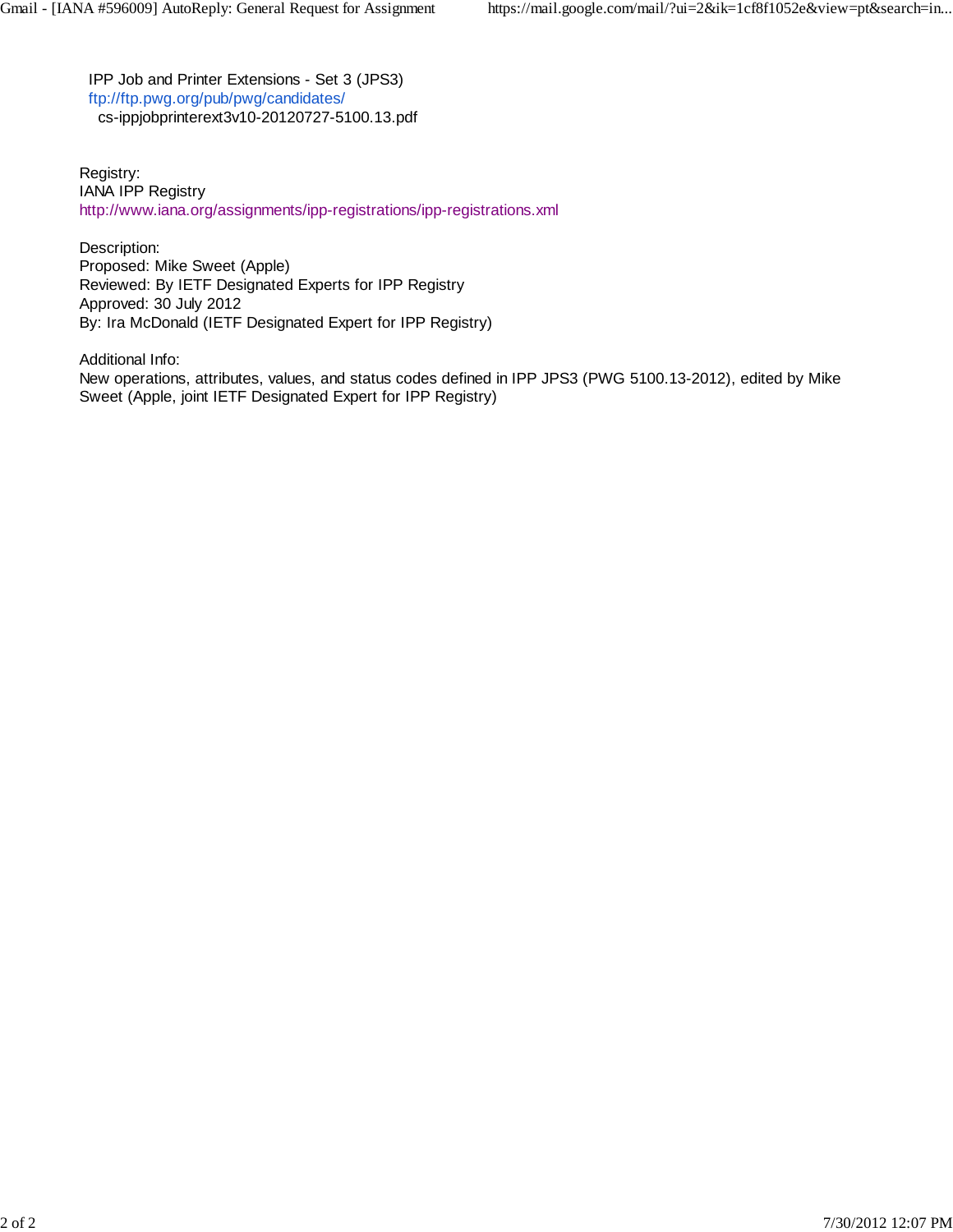IPP Job and Printer Extensions - Set 3 (JPS3)
ftp://ftp.pwg.org/pub/pwg/candidates/
cs-ippjobprinterext3v10-20120727-5100.13.pdf

Registry:
IANA IPP Registry
http://www.iana.org/assignments/ipp-registrations/ipp-registrations.xml

Description:
Proposed: Mike Sweet (Apple)
Reviewed: By IETF Designated Experts for IPP Registry
Approved: 30 July 2012
By: Ira McDonald (IETF Designated Expert for IPP Registry)

Additional Info:
New operations, attributes, values, and status codes defined in IPP JPS3 (PWG 5100.13-2012), edited by Mike Sweet (Apple, joint IETF Designated Expert for IPP Registry)